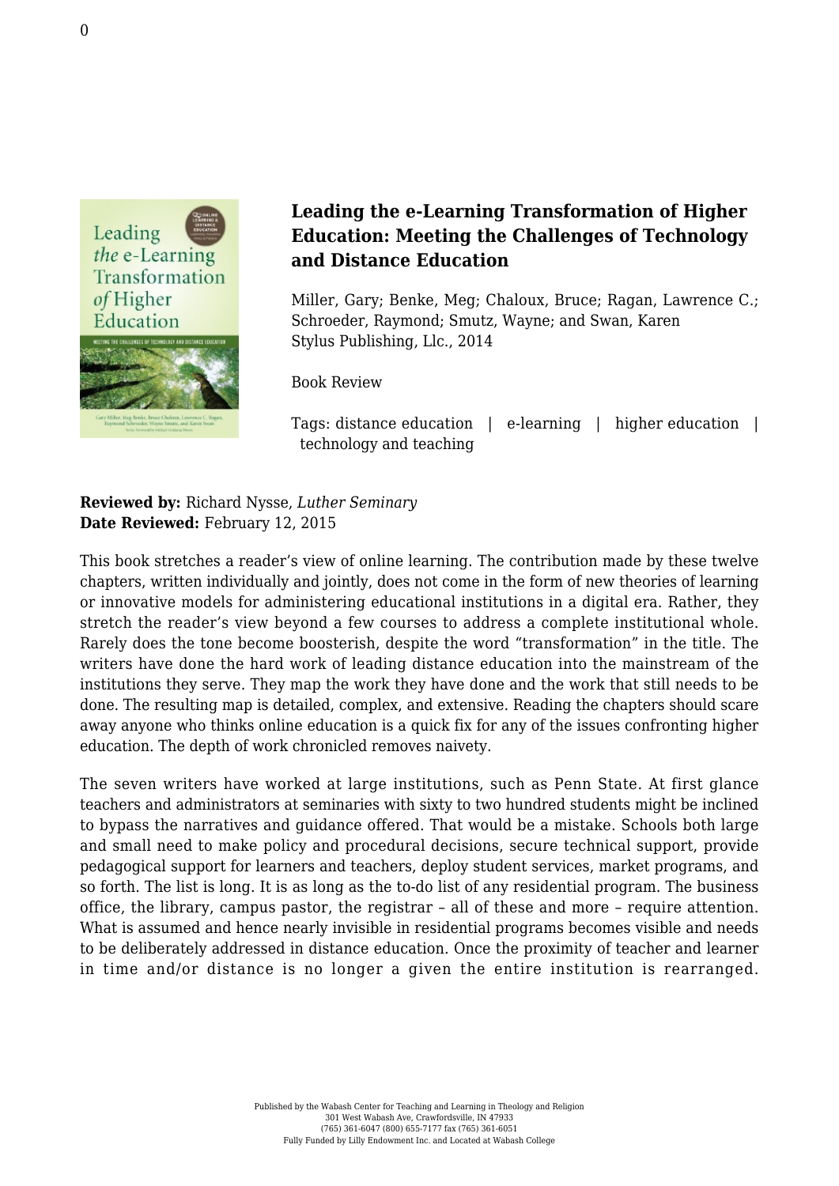## Leading the e-Learning Transformation of Higher Education: Meeting the Challenges of Technology and Distance Education

Miller, Gary; Benke, Meg; Chaloux, Bruce; Ragan, Lawrence C.; Schroeder, Raymond; Smutz, Wayne; and Swan, Karen
Stylus Publishing, Llc., 2014

Book Review

Tags: distance education | e-learning | higher education | technology and teaching

**Reviewed by:** Richard Nysse, *Luther Seminary*
**Date Reviewed:** February 12, 2015

This book stretches a reader's view of online learning. The contribution made by these twelve chapters, written individually and jointly, does not come in the form of new theories of learning or innovative models for administering educational institutions in a digital era. Rather, they stretch the reader's view beyond a few courses to address a complete institutional whole. Rarely does the tone become boosterish, despite the word "transformation" in the title. The writers have done the hard work of leading distance education into the mainstream of the institutions they serve. They map the work they have done and the work that still needs to be done. The resulting map is detailed, complex, and extensive. Reading the chapters should scare away anyone who thinks online education is a quick fix for any of the issues confronting higher education. The depth of work chronicled removes naivety.

The seven writers have worked at large institutions, such as Penn State. At first glance teachers and administrators at seminaries with sixty to two hundred students might be inclined to bypass the narratives and guidance offered. That would be a mistake. Schools both large and small need to make policy and procedural decisions, secure technical support, provide pedagogical support for learners and teachers, deploy student services, market programs, and so forth. The list is long. It is as long as the to-do list of any residential program. The business office, the library, campus pastor, the registrar – all of these and more – require attention. What is assumed and hence nearly invisible in residential programs becomes visible and needs to be deliberately addressed in distance education. Once the proximity of teacher and learner in time and/or distance is no longer a given the entire institution is rearranged.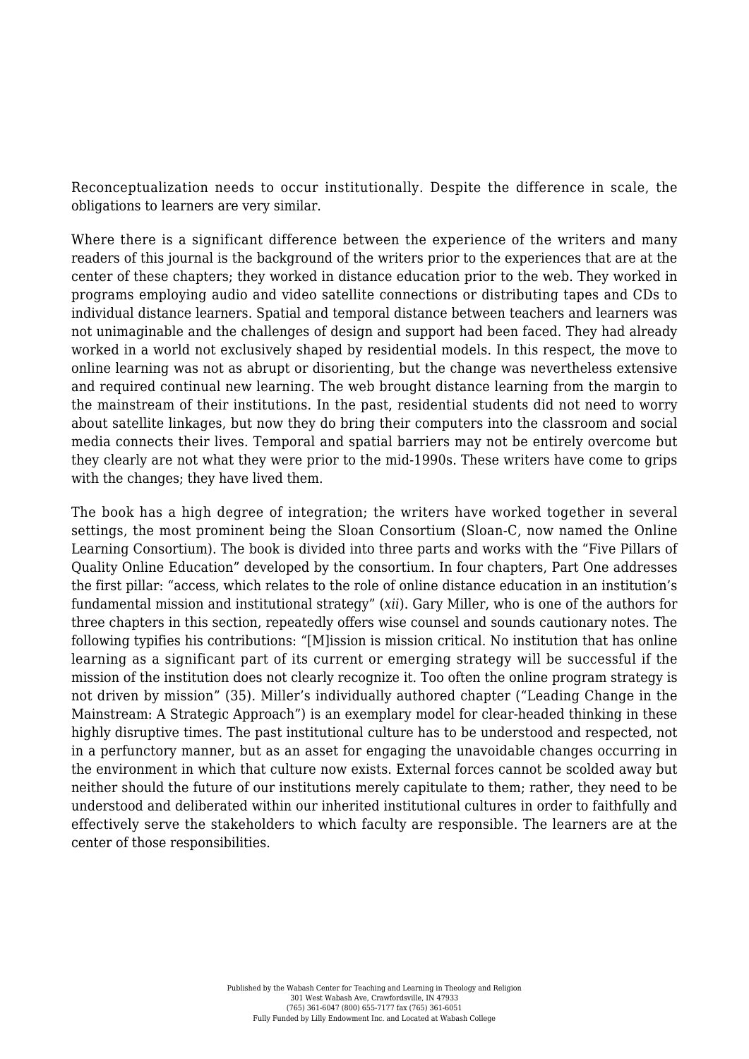Reconceptualization needs to occur institutionally. Despite the difference in scale, the obligations to learners are very similar.

Where there is a significant difference between the experience of the writers and many readers of this journal is the background of the writers prior to the experiences that are at the center of these chapters; they worked in distance education prior to the web. They worked in programs employing audio and video satellite connections or distributing tapes and CDs to individual distance learners. Spatial and temporal distance between teachers and learners was not unimaginable and the challenges of design and support had been faced. They had already worked in a world not exclusively shaped by residential models. In this respect, the move to online learning was not as abrupt or disorienting, but the change was nevertheless extensive and required continual new learning. The web brought distance learning from the margin to the mainstream of their institutions. In the past, residential students did not need to worry about satellite linkages, but now they do bring their computers into the classroom and social media connects their lives. Temporal and spatial barriers may not be entirely overcome but they clearly are not what they were prior to the mid-1990s. These writers have come to grips with the changes; they have lived them.

The book has a high degree of integration; the writers have worked together in several settings, the most prominent being the Sloan Consortium (Sloan-C, now named the Online Learning Consortium). The book is divided into three parts and works with the "Five Pillars of Quality Online Education" developed by the consortium. In four chapters, Part One addresses the first pillar: "access, which relates to the role of online distance education in an institution's fundamental mission and institutional strategy" (*xii*). Gary Miller, who is one of the authors for three chapters in this section, repeatedly offers wise counsel and sounds cautionary notes. The following typifies his contributions: "[M]ission is mission critical. No institution that has online learning as a significant part of its current or emerging strategy will be successful if the mission of the institution does not clearly recognize it. Too often the online program strategy is not driven by mission" (35). Miller's individually authored chapter ("Leading Change in the Mainstream: A Strategic Approach") is an exemplary model for clear-headed thinking in these highly disruptive times. The past institutional culture has to be understood and respected, not in a perfunctory manner, but as an asset for engaging the unavoidable changes occurring in the environment in which that culture now exists. External forces cannot be scolded away but neither should the future of our institutions merely capitulate to them; rather, they need to be understood and deliberated within our inherited institutional cultures in order to faithfully and effectively serve the stakeholders to which faculty are responsible. The learners are at the center of those responsibilities.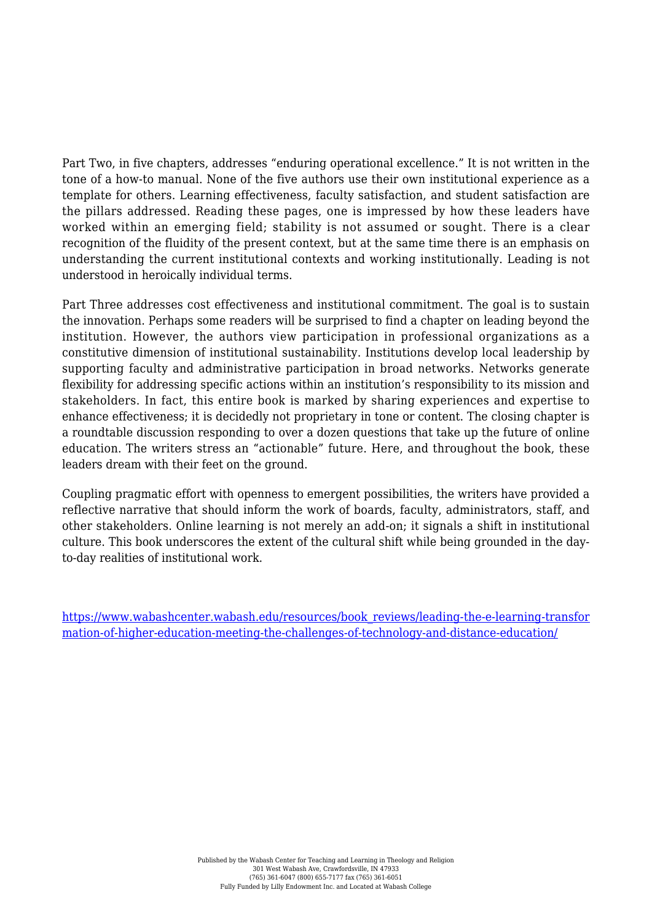Part Two, in five chapters, addresses "enduring operational excellence." It is not written in the tone of a how-to manual. None of the five authors use their own institutional experience as a template for others. Learning effectiveness, faculty satisfaction, and student satisfaction are the pillars addressed. Reading these pages, one is impressed by how these leaders have worked within an emerging field; stability is not assumed or sought. There is a clear recognition of the fluidity of the present context, but at the same time there is an emphasis on understanding the current institutional contexts and working institutionally. Leading is not understood in heroically individual terms.

Part Three addresses cost effectiveness and institutional commitment. The goal is to sustain the innovation. Perhaps some readers will be surprised to find a chapter on leading beyond the institution. However, the authors view participation in professional organizations as a constitutive dimension of institutional sustainability. Institutions develop local leadership by supporting faculty and administrative participation in broad networks. Networks generate flexibility for addressing specific actions within an institution's responsibility to its mission and stakeholders. In fact, this entire book is marked by sharing experiences and expertise to enhance effectiveness; it is decidedly not proprietary in tone or content. The closing chapter is a roundtable discussion responding to over a dozen questions that take up the future of online education. The writers stress an "actionable" future. Here, and throughout the book, these leaders dream with their feet on the ground.

Coupling pragmatic effort with openness to emergent possibilities, the writers have provided a reflective narrative that should inform the work of boards, faculty, administrators, staff, and other stakeholders. Online learning is not merely an add-on; it signals a shift in institutional culture. This book underscores the extent of the cultural shift while being grounded in the day-to-day realities of institutional work.

[https://www.wabashcenter.wabash.edu/resources/book_reviews/leading-the-e-learning-transformation-of-higher-education-meeting-the-challenges-of-technology-and-distance-education/](https://www.wabashcenter.wabash.edu/resources/book_reviews/leading-the-e-learning-transformation-of-higher-education-meeting-the-challenges-of-technology-and-distance-education/)

Published by the Wabash Center for Teaching and Learning in Theology and Religion
301 West Wabash Ave, Crawfordsville, IN 47933
(765) 361-6047 (800) 655-7177 fax (765) 361-6051
Fully Funded by Lilly Endowment Inc. and Located at Wabash College